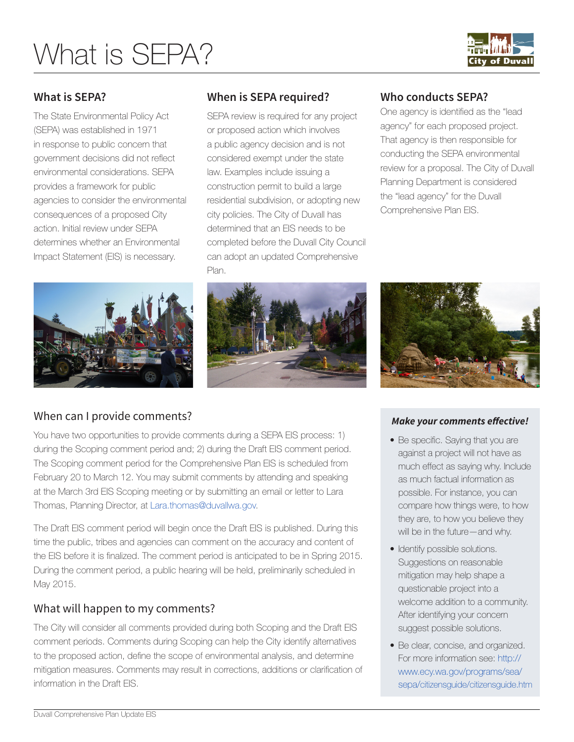# What is SEPA?

## What is SEPA?

The State Environmental Policy Act (SEPA) was established in 1971 in response to public concern that government decisions did not reflect environmental considerations. SEPA provides a framework for public agencies to consider the environmental consequences of a proposed City action. Initial review under SEPA determines whether an Environmental Impact Statement (EIS) is necessary.

## When is SEPA required?

SEPA review is required for any project or proposed action which involves a public agency decision and is not considered exempt under the state law. Examples include issuing a construction permit to build a large residential subdivision, or adopting new city policies. The City of Duvall has determined that an EIS needs to be completed before the Duvall City Council can adopt an updated Comprehensive Plan.

## Who conducts SEPA?

One agency is identified as the "lead agency" for each proposed project. That agency is then responsible for conducting the SEPA environmental review for a proposal. The City of Duvall Planning Department is considered the "lead agency" for the Duvall Comprehensive Plan EIS.

## When can I provide comments?

You have two opportunities to provide comments during a SEPA EIS process: 1) during the Scoping comment period and; 2) during the Draft EIS comment period. The Scoping comment period for the Comprehensive Plan EIS is scheduled from February 20 to March 12. You may submit comments by attending and speaking at the March 3rd EIS Scoping meeting or by submitting an email or letter to Lara Thomas, Planning Director, at Lara.thomas@duvallwa.gov.

The Draft EIS comment period will begin once the Draft EIS is published. During this time the public, tribes and agencies can comment on the accuracy and content of the EIS before it is finalized. The comment period is anticipated to be in Spring 2015. During the comment period, a public hearing will be held, preliminarily scheduled in May 2015.

## What will happen to my comments?

The City will consider all comments provided during both Scoping and the Draft EIS comment periods. Comments during Scoping can help the City identify alternatives to the proposed action, define the scope of environmental analysis, and determine mitigation measures. Comments may result in corrections, additions or clarification of information in the Draft EIS.

### *Make your comments effective!*

- Be specific. Saying that you are against a project will not have as much effect as saying why. Include as much factual information as possible. For instance, you can compare how things were, to how they are, to how you believe they will be in the future—and why.
- Identify possible solutions. Suggestions on reasonable mitigation may help shape a questionable project into a welcome addition to a community. After identifying your concern suggest possible solutions.
- Be clear, concise, and organized. For more information see: http://www.ecy.wa.gov/programs/sea/sepa/citizensguide/citizensguide.htm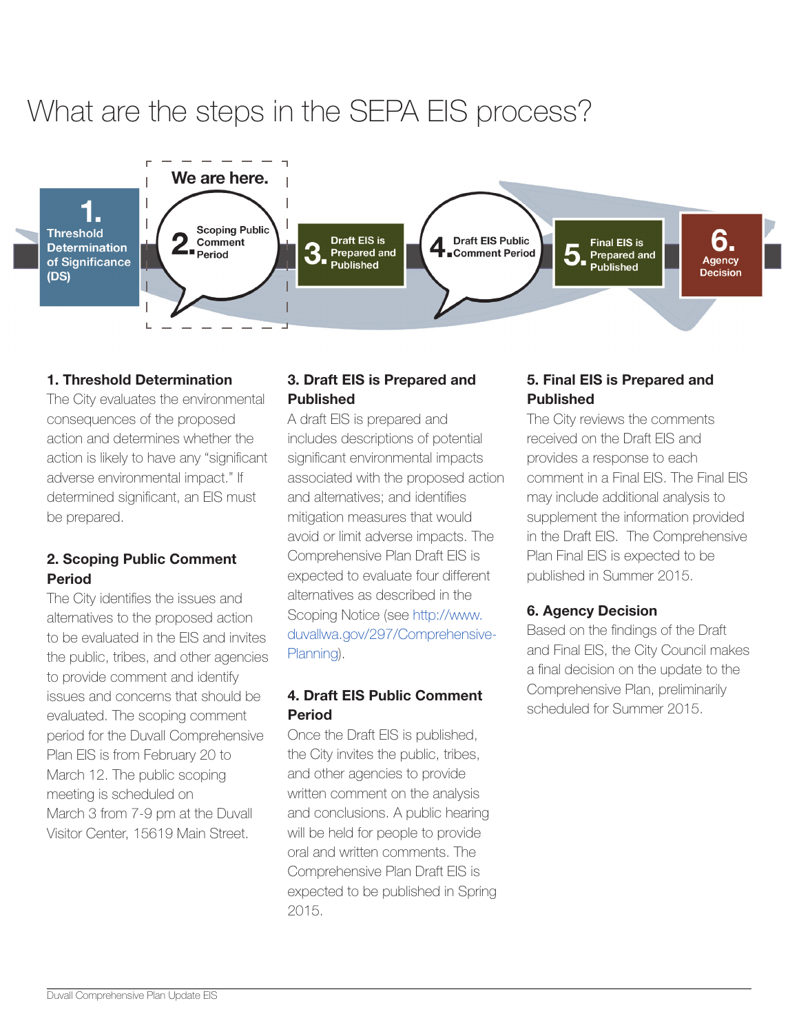# What are the steps in the SEPA EIS process?

We are here.

1. Threshold Determination of Significance (DS)

2. Scoping Public Comment Period

3. Draft EIS is Prepared and Published

4. Draft EIS Public Comment Period

5. Final EIS is Prepared and Published

6. Agency Decision

### 1. Threshold Determination

The City evaluates the environmental consequences of the proposed action and determines whether the action is likely to have any "significant adverse environmental impact." If determined significant, an EIS must be prepared.

### 2. Scoping Public Comment Period

The City identifies the issues and alternatives to the proposed action to be evaluated in the EIS and invites the public, tribes, and other agencies to provide comment and identify issues and concerns that should be evaluated. The scoping comment period for the Duvall Comprehensive Plan EIS is from February 20 to March 12. The public scoping meeting is scheduled on March 3 from 7-9 pm at the Duvall Visitor Center, 15619 Main Street.

### 3. Draft EIS is Prepared and Published

A draft EIS is prepared and includes descriptions of potential significant environmental impacts associated with the proposed action and alternatives; and identifies mitigation measures that would avoid or limit adverse impacts. The Comprehensive Plan Draft EIS is expected to evaluate four different alternatives as described in the Scoping Notice (see http://www.duvallwa.gov/297/Comprehensive-Planning).

### 4. Draft EIS Public Comment Period

Once the Draft EIS is published, the City invites the public, tribes, and other agencies to provide written comment on the analysis and conclusions. A public hearing will be held for people to provide oral and written comments. The Comprehensive Plan Draft EIS is expected to be published in Spring 2015.

### 5. Final EIS is Prepared and Published

The City reviews the comments received on the Draft EIS and provides a response to each comment in a Final EIS. The Final EIS may include additional analysis to supplement the information provided in the Draft EIS. The Comprehensive Plan Final EIS is expected to be published in Summer 2015.

### 6. Agency Decision

Based on the findings of the Draft and Final EIS, the City Council makes a final decision on the update to the Comprehensive Plan, preliminarily scheduled for Summer 2015.